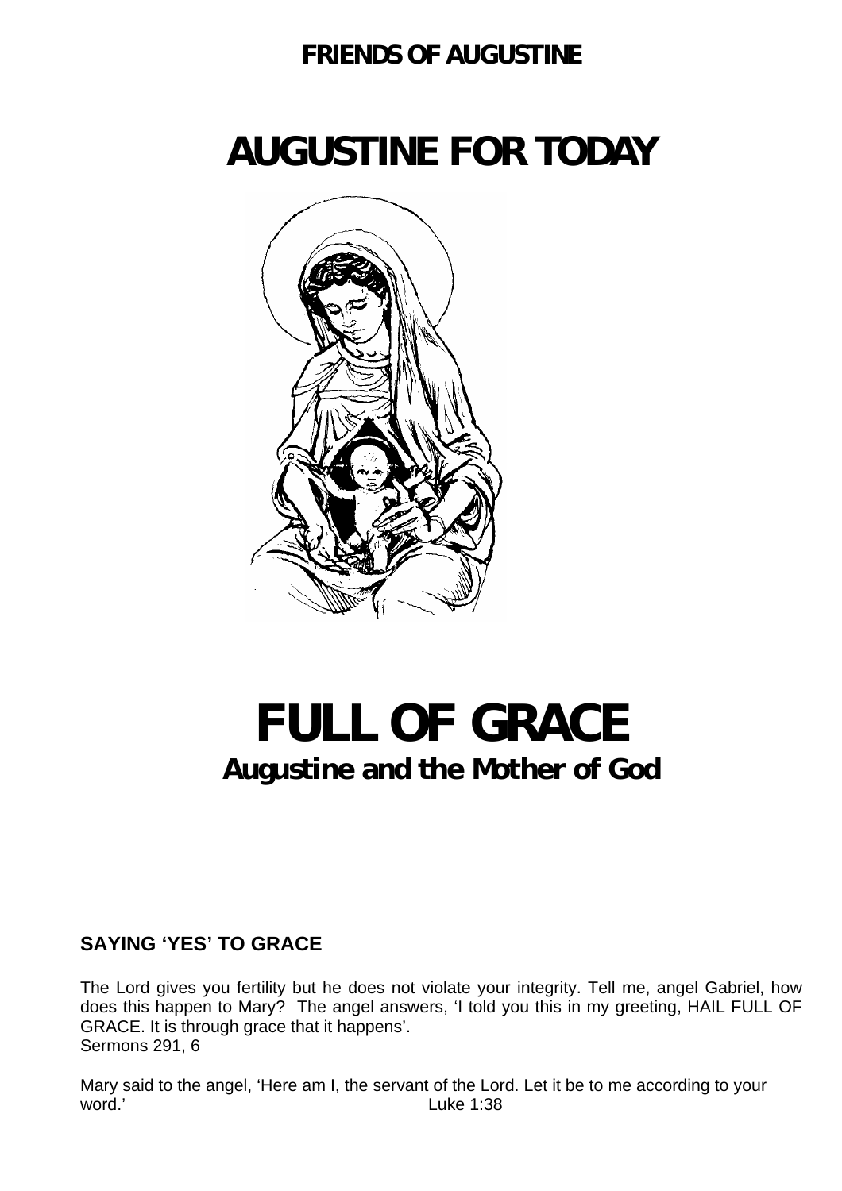**FRIENDS OF AUGUSTINE**

# AUGUSTINE FOR TODAY

# FULL OF GRACE

## Augustine and the Mother of God

### SAYING 'YES' TO GRACE

The Lord gives you fertility but he does not violate your integrity. Tell me, angel Gabriel, how does this happen to Mary? The angel answers, 'I told you this in my greeting, HAIL FULL OF GRACE. It is through grace that it happens'.
Sermons 291, 6

Mary said to the angel, 'Here am I, the servant of the Lord. Let it be to me according to your word.' Luke 1:38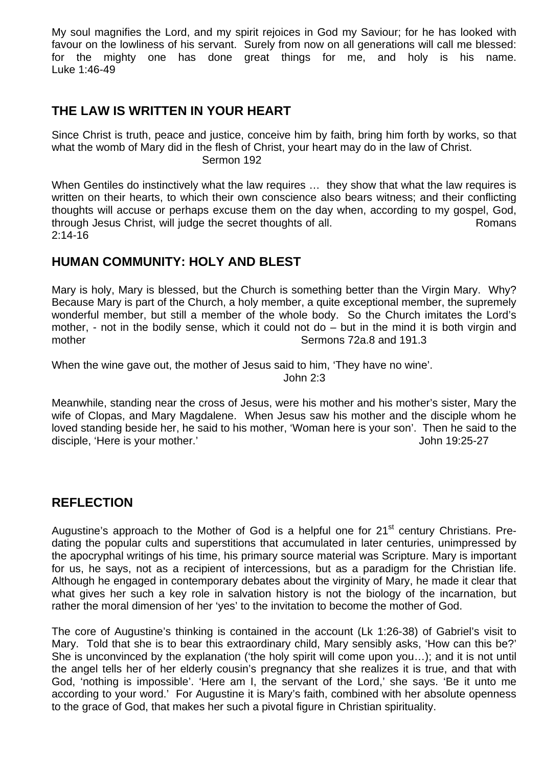My soul magnifies the Lord, and my spirit rejoices in God my Saviour; for he has looked with favour on the lowliness of his servant. Surely from now on all generations will call me blessed: for the mighty one has done great things for me, and holy is his name. Luke 1:46-49

## THE LAW IS WRITTEN IN YOUR HEART

Since Christ is truth, peace and justice, conceive him by faith, bring him forth by works, so that what the womb of Mary did in the flesh of Christ, your heart may do in the law of Christ.
Sermon 192

When Gentiles do instinctively what the law requires … they show that what the law requires is written on their hearts, to which their own conscience also bears witness; and their conflicting thoughts will accuse or perhaps excuse them on the day when, according to my gospel, God, through Jesus Christ, will judge the secret thoughts of all. Romans 2:14-16

## HUMAN COMMUNITY: HOLY AND BLEST

Mary is holy, Mary is blessed, but the Church is something better than the Virgin Mary. Why? Because Mary is part of the Church, a holy member, a quite exceptional member, the supremely wonderful member, but still a member of the whole body. So the Church imitates the Lord's mother, - not in the bodily sense, which it could not do – but in the mind it is both virgin and mother Sermons 72a.8 and 191.3

When the wine gave out, the mother of Jesus said to him, 'They have no wine'.
John 2:3

Meanwhile, standing near the cross of Jesus, were his mother and his mother's sister, Mary the wife of Clopas, and Mary Magdalene. When Jesus saw his mother and the disciple whom he loved standing beside her, he said to his mother, 'Woman here is your son'. Then he said to the disciple, 'Here is your mother.' John 19:25-27

## REFLECTION

Augustine's approach to the Mother of God is a helpful one for 21st century Christians. Pre-dating the popular cults and superstitions that accumulated in later centuries, unimpressed by the apocryphal writings of his time, his primary source material was Scripture. Mary is important for us, he says, not as a recipient of intercessions, but as a paradigm for the Christian life. Although he engaged in contemporary debates about the virginity of Mary, he made it clear that what gives her such a key role in salvation history is not the biology of the incarnation, but rather the moral dimension of her 'yes' to the invitation to become the mother of God.

The core of Augustine's thinking is contained in the account (Lk 1:26-38) of Gabriel's visit to Mary. Told that she is to bear this extraordinary child, Mary sensibly asks, 'How can this be?' She is unconvinced by the explanation ('the holy spirit will come upon you…); and it is not until the angel tells her of her elderly cousin's pregnancy that she realizes it is true, and that with God, 'nothing is impossible'. 'Here am I, the servant of the Lord,' she says. 'Be it unto me according to your word.' For Augustine it is Mary's faith, combined with her absolute openness to the grace of God, that makes her such a pivotal figure in Christian spirituality.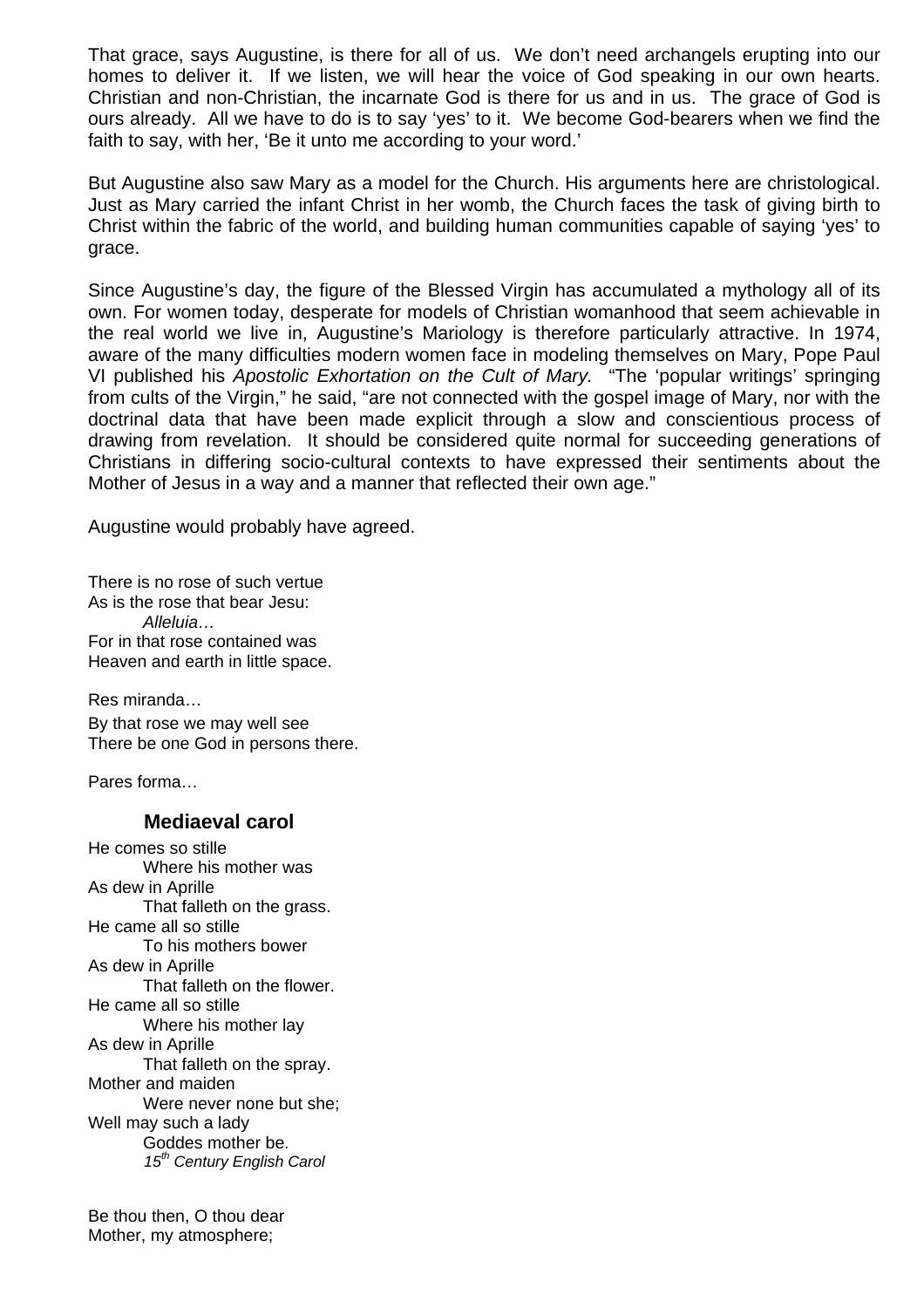That grace, says Augustine, is there for all of us. We don't need archangels erupting into our homes to deliver it. If we listen, we will hear the voice of God speaking in our own hearts. Christian and non-Christian, the incarnate God is there for us and in us. The grace of God is ours already. All we have to do is to say 'yes' to it. We become God-bearers when we find the faith to say, with her, 'Be it unto me according to your word.'

But Augustine also saw Mary as a model for the Church. His arguments here are christological. Just as Mary carried the infant Christ in her womb, the Church faces the task of giving birth to Christ within the fabric of the world, and building human communities capable of saying 'yes' to grace.

Since Augustine's day, the figure of the Blessed Virgin has accumulated a mythology all of its own. For women today, desperate for models of Christian womanhood that seem achievable in the real world we live in, Augustine's Mariology is therefore particularly attractive. In 1974, aware of the many difficulties modern women face in modeling themselves on Mary, Pope Paul VI published his *Apostolic Exhortation on the Cult of Mary.* "The 'popular writings' springing from cults of the Virgin," he said, "are not connected with the gospel image of Mary, nor with the doctrinal data that have been made explicit through a slow and conscientious process of drawing from revelation. It should be considered quite normal for succeeding generations of Christians in differing socio-cultural contexts to have expressed their sentiments about the Mother of Jesus in a way and a manner that reflected their own age."

Augustine would probably have agreed.

There is no rose of such vertue  
As is the rose that bear Jesu:  
    *Alleluia…*  
For in that rose contained was  
Heaven and earth in little space.

Res miranda…  
By that rose we may well see  
There be one God in persons there.

Pares forma…

### Mediaeval carol

He comes so stille  
    Where his mother was  
As dew in Aprille  
    That falleth on the grass.  
He came all so stille  
    To his mothers bower  
As dew in Aprille  
    That falleth on the flower.  
He came all so stille  
    Where his mother lay  
As dew in Aprille  
    That falleth on the spray.  
Mother and maiden  
    Were never none but she;  
Well may such a lady  
    Goddes mother be.  
    *15th Century English Carol*

Be thou then, O thou dear  
Mother, my atmosphere;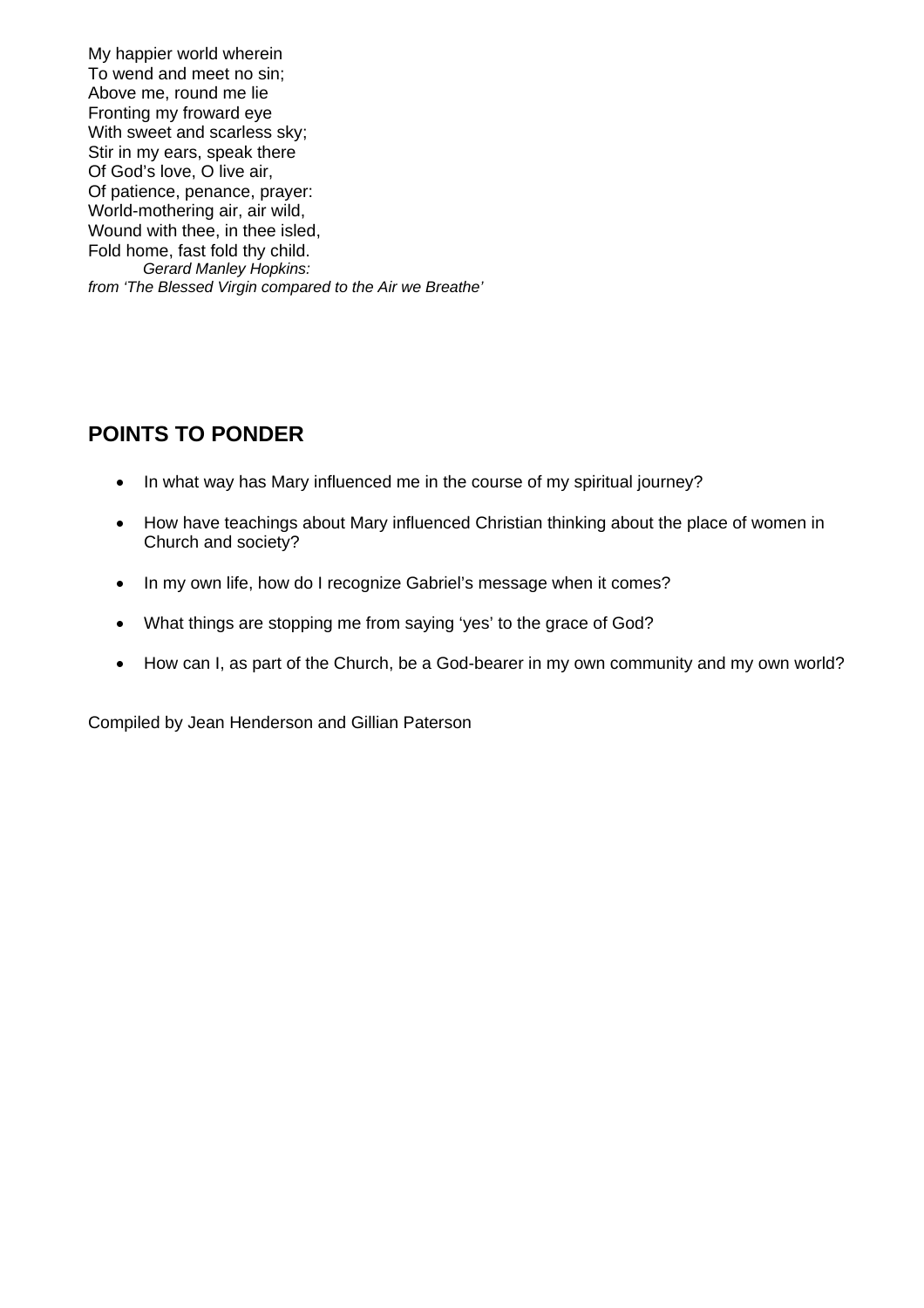My happier world wherein  
To wend and meet no sin;  
Above me, round me lie  
Fronting my froward eye  
With sweet and scarless sky;  
Stir in my ears, speak there  
Of God's love, O live air,  
Of patience, penance, prayer:  
World-mothering air, air wild,  
Wound with thee, in thee isled,  
Fold home, fast fold thy child.  
*Gerard Manley Hopkins:*  
*from 'The Blessed Virgin compared to the Air we Breathe'*

## POINTS TO PONDER

- In what way has Mary influenced me in the course of my spiritual journey?
- How have teachings about Mary influenced Christian thinking about the place of women in Church and society?
- In my own life, how do I recognize Gabriel's message when it comes?
- What things are stopping me from saying 'yes' to the grace of God?
- How can I, as part of the Church, be a God-bearer in my own community and my own world?

Compiled by Jean Henderson and Gillian Paterson